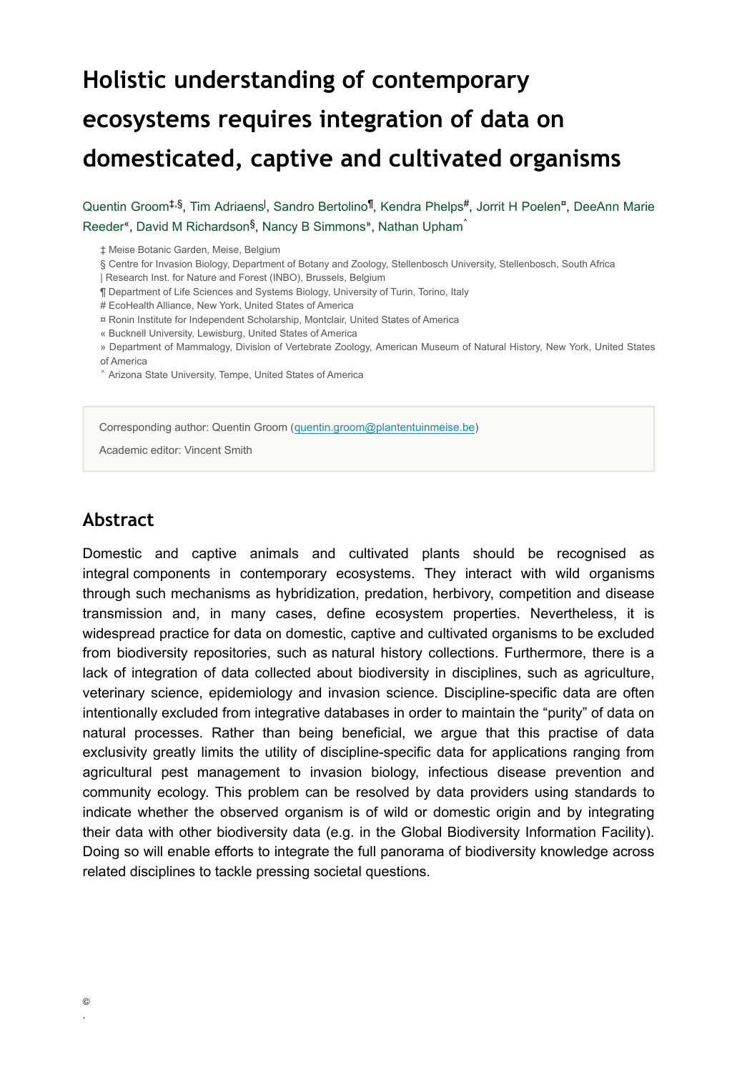# Holistic understanding of contemporary ecosystems requires integration of data on domesticated, captive and cultivated organisms

Quentin Groom[‡,§], Tim Adriaens[|], Sandro Bertolino[¶], Kendra Phelps[#], Jorrit H Poelen[¤], DeeAnn Marie Reeder[«], David M Richardson[§], Nancy B Simmons[»], Nathan Upham[˄]

‡ Meise Botanic Garden, Meise, Belgium

§ Centre for Invasion Biology, Department of Botany and Zoology, Stellenbosch University, Stellenbosch, South Africa

| Research Inst. for Nature and Forest (INBO), Brussels, Belgium

¶ Department of Life Sciences and Systems Biology, University of Turin, Torino, Italy

# EcoHealth Alliance, New York, United States of America

¤ Ronin Institute for Independent Scholarship, Montclair, United States of America

« Bucknell University, Lewisburg, United States of America

» Department of Mammalogy, Division of Vertebrate Zoology, American Museum of Natural History, New York, United States of America

˄ Arizona State University, Tempe, United States of America

Corresponding author: Quentin Groom (quentin.groom@plantentuinmeise.be)

Academic editor: Vincent Smith

## Abstract

Domestic and captive animals and cultivated plants should be recognised as integral components in contemporary ecosystems. They interact with wild organisms through such mechanisms as hybridization, predation, herbivory, competition and disease transmission and, in many cases, define ecosystem properties. Nevertheless, it is widespread practice for data on domestic, captive and cultivated organisms to be excluded from biodiversity repositories, such as natural history collections. Furthermore, there is a lack of integration of data collected about biodiversity in disciplines, such as agriculture, veterinary science, epidemiology and invasion science. Discipline-specific data are often intentionally excluded from integrative databases in order to maintain the "purity" of data on natural processes. Rather than being beneficial, we argue that this practise of data exclusivity greatly limits the utility of discipline-specific data for applications ranging from agricultural pest management to invasion biology, infectious disease prevention and community ecology. This problem can be resolved by data providers using standards to indicate whether the observed organism is of wild or domestic origin and by integrating their data with other biodiversity data (e.g. in the Global Biodiversity Information Facility). Doing so will enable efforts to integrate the full panorama of biodiversity knowledge across related disciplines to tackle pressing societal questions.

©

.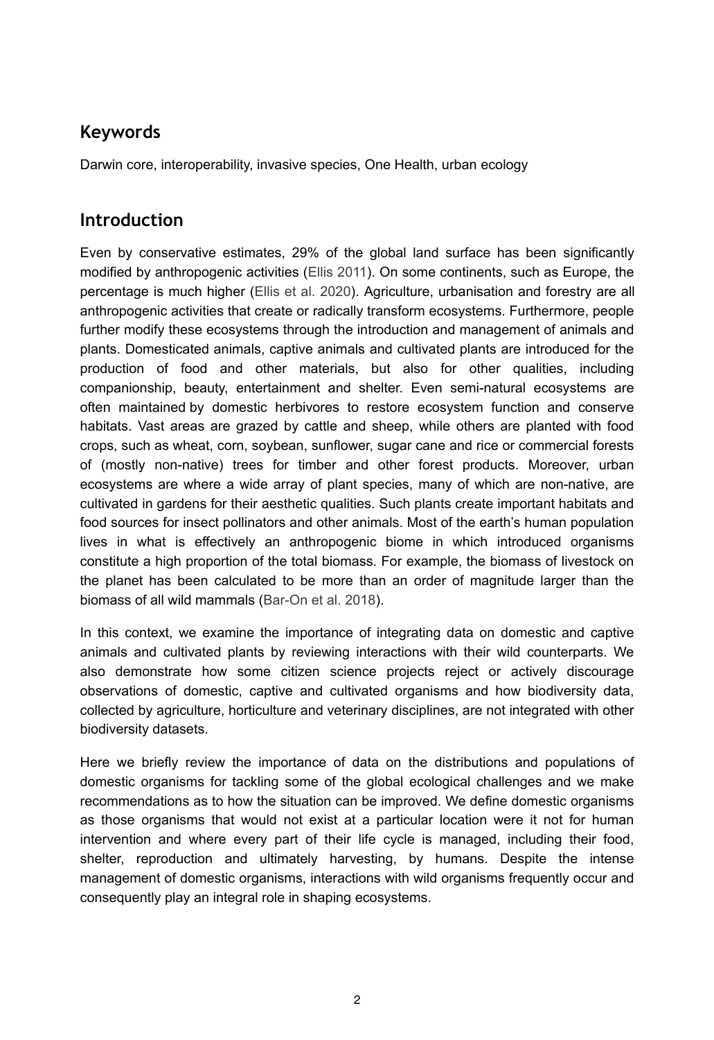## Keywords

Darwin core, interoperability, invasive species, One Health, urban ecology

## Introduction

Even by conservative estimates, 29% of the global land surface has been significantly modified by anthropogenic activities (Ellis 2011). On some continents, such as Europe, the percentage is much higher (Ellis et al. 2020). Agriculture, urbanisation and forestry are all anthropogenic activities that create or radically transform ecosystems. Furthermore, people further modify these ecosystems through the introduction and management of animals and plants. Domesticated animals, captive animals and cultivated plants are introduced for the production of food and other materials, but also for other qualities, including companionship, beauty, entertainment and shelter. Even semi-natural ecosystems are often maintained by domestic herbivores to restore ecosystem function and conserve habitats. Vast areas are grazed by cattle and sheep, while others are planted with food crops, such as wheat, corn, soybean, sunflower, sugar cane and rice or commercial forests of (mostly non-native) trees for timber and other forest products. Moreover, urban ecosystems are where a wide array of plant species, many of which are non-native, are cultivated in gardens for their aesthetic qualities. Such plants create important habitats and food sources for insect pollinators and other animals. Most of the earth's human population lives in what is effectively an anthropogenic biome in which introduced organisms constitute a high proportion of the total biomass. For example, the biomass of livestock on the planet has been calculated to be more than an order of magnitude larger than the biomass of all wild mammals (Bar-On et al. 2018).

In this context, we examine the importance of integrating data on domestic and captive animals and cultivated plants by reviewing interactions with their wild counterparts. We also demonstrate how some citizen science projects reject or actively discourage observations of domestic, captive and cultivated organisms and how biodiversity data, collected by agriculture, horticulture and veterinary disciplines, are not integrated with other biodiversity datasets.

Here we briefly review the importance of data on the distributions and populations of domestic organisms for tackling some of the global ecological challenges and we make recommendations as to how the situation can be improved. We define domestic organisms as those organisms that would not exist at a particular location were it not for human intervention and where every part of their life cycle is managed, including their food, shelter, reproduction and ultimately harvesting, by humans. Despite the intense management of domestic organisms, interactions with wild organisms frequently occur and consequently play an integral role in shaping ecosystems.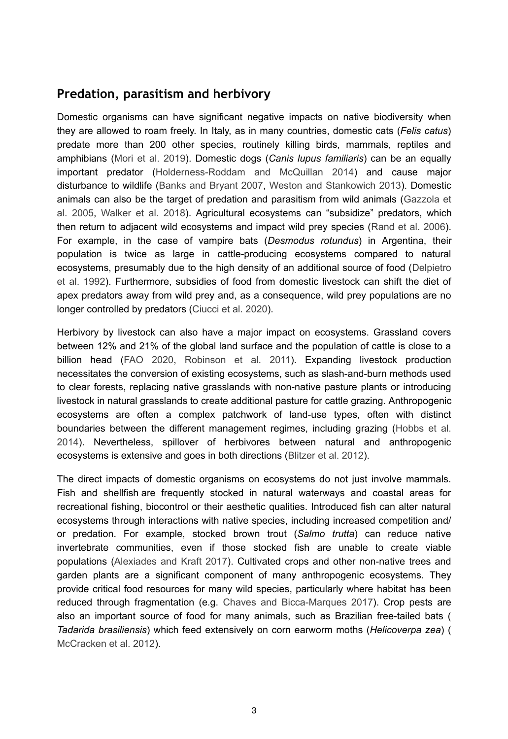## Predation, parasitism and herbivory

Domestic organisms can have significant negative impacts on native biodiversity when they are allowed to roam freely. In Italy, as in many countries, domestic cats (*Felis catus*) predate more than 200 other species, routinely killing birds, mammals, reptiles and amphibians (Mori et al. 2019). Domestic dogs (*Canis lupus familiaris*) can be an equally important predator (Holderness-Roddam and McQuillan 2014) and cause major disturbance to wildlife (Banks and Bryant 2007, Weston and Stankowich 2013). Domestic animals can also be the target of predation and parasitism from wild animals (Gazzola et al. 2005, Walker et al. 2018). Agricultural ecosystems can "subsidize" predators, which then return to adjacent wild ecosystems and impact wild prey species (Rand et al. 2006). For example, in the case of vampire bats (*Desmodus rotundus*) in Argentina, their population is twice as large in cattle-producing ecosystems compared to natural ecosystems, presumably due to the high density of an additional source of food (Delpietro et al. 1992). Furthermore, subsidies of food from domestic livestock can shift the diet of apex predators away from wild prey and, as a consequence, wild prey populations are no longer controlled by predators (Ciucci et al. 2020).

Herbivory by livestock can also have a major impact on ecosystems. Grassland covers between 12% and 21% of the global land surface and the population of cattle is close to a billion head (FAO 2020, Robinson et al. 2011). Expanding livestock production necessitates the conversion of existing ecosystems, such as slash-and-burn methods used to clear forests, replacing native grasslands with non-native pasture plants or introducing livestock in natural grasslands to create additional pasture for cattle grazing. Anthropogenic ecosystems are often a complex patchwork of land-use types, often with distinct boundaries between the different management regimes, including grazing (Hobbs et al. 2014). Nevertheless, spillover of herbivores between natural and anthropogenic ecosystems is extensive and goes in both directions (Blitzer et al. 2012).

The direct impacts of domestic organisms on ecosystems do not just involve mammals. Fish and shellfish are frequently stocked in natural waterways and coastal areas for recreational fishing, biocontrol or their aesthetic qualities. Introduced fish can alter natural ecosystems through interactions with native species, including increased competition and/or predation. For example, stocked brown trout (*Salmo trutta*) can reduce native invertebrate communities, even if those stocked fish are unable to create viable populations (Alexiades and Kraft 2017). Cultivated crops and other non-native trees and garden plants are a significant component of many anthropogenic ecosystems. They provide critical food resources for many wild species, particularly where habitat has been reduced through fragmentation (e.g. Chaves and Bicca-Marques 2017). Crop pests are also an important source of food for many animals, such as Brazilian free-tailed bats (*Tadarida brasiliensis*) which feed extensively on corn earworm moths (*Helicoverpa zea*) (McCracken et al. 2012).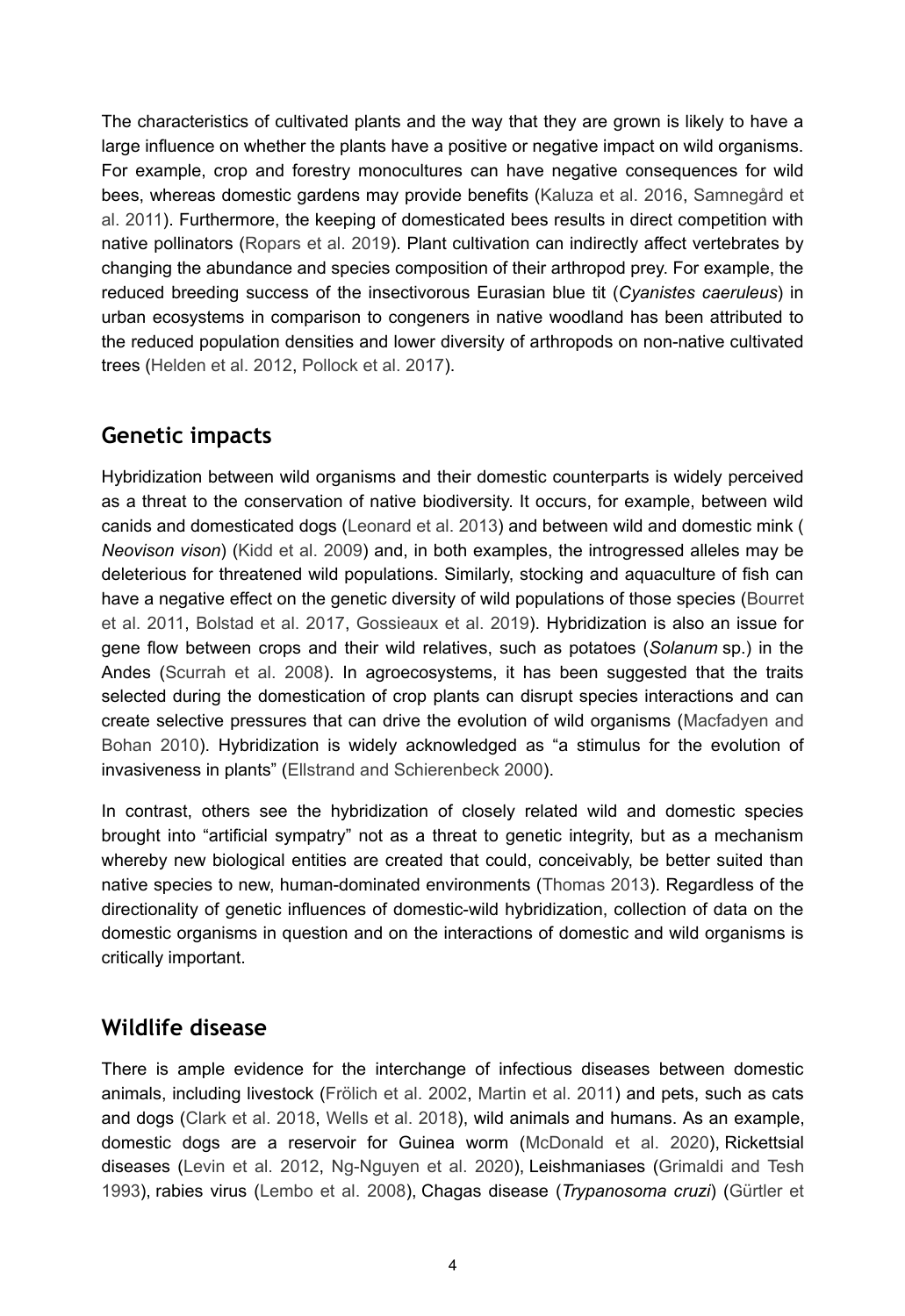The characteristics of cultivated plants and the way that they are grown is likely to have a large influence on whether the plants have a positive or negative impact on wild organisms. For example, crop and forestry monocultures can have negative consequences for wild bees, whereas domestic gardens may provide benefits (Kaluza et al. 2016, Samnegård et al. 2011). Furthermore, the keeping of domesticated bees results in direct competition with native pollinators (Ropars et al. 2019). Plant cultivation can indirectly affect vertebrates by changing the abundance and species composition of their arthropod prey. For example, the reduced breeding success of the insectivorous Eurasian blue tit (*Cyanistes caeruleus*) in urban ecosystems in comparison to congeners in native woodland has been attributed to the reduced population densities and lower diversity of arthropods on non-native cultivated trees (Helden et al. 2012, Pollock et al. 2017).

## Genetic impacts

Hybridization between wild organisms and their domestic counterparts is widely perceived as a threat to the conservation of native biodiversity. It occurs, for example, between wild canids and domesticated dogs (Leonard et al. 2013) and between wild and domestic mink (*Neovison vison*) (Kidd et al. 2009) and, in both examples, the introgressed alleles may be deleterious for threatened wild populations. Similarly, stocking and aquaculture of fish can have a negative effect on the genetic diversity of wild populations of those species (Bourret et al. 2011, Bolstad et al. 2017, Gossieaux et al. 2019). Hybridization is also an issue for gene flow between crops and their wild relatives, such as potatoes (*Solanum* sp.) in the Andes (Scurrah et al. 2008). In agroecosystems, it has been suggested that the traits selected during the domestication of crop plants can disrupt species interactions and can create selective pressures that can drive the evolution of wild organisms (Macfadyen and Bohan 2010). Hybridization is widely acknowledged as "a stimulus for the evolution of invasiveness in plants" (Ellstrand and Schierenbeck 2000).

In contrast, others see the hybridization of closely related wild and domestic species brought into "artificial sympatry" not as a threat to genetic integrity, but as a mechanism whereby new biological entities are created that could, conceivably, be better suited than native species to new, human-dominated environments (Thomas 2013). Regardless of the directionality of genetic influences of domestic-wild hybridization, collection of data on the domestic organisms in question and on the interactions of domestic and wild organisms is critically important.

## Wildlife disease

There is ample evidence for the interchange of infectious diseases between domestic animals, including livestock (Frölich et al. 2002, Martin et al. 2011) and pets, such as cats and dogs (Clark et al. 2018, Wells et al. 2018), wild animals and humans. As an example, domestic dogs are a reservoir for Guinea worm (McDonald et al. 2020), Rickettsial diseases (Levin et al. 2012, Ng-Nguyen et al. 2020), Leishmaniases (Grimaldi and Tesh 1993), rabies virus (Lembo et al. 2008), Chagas disease (*Trypanosoma cruzi*) (Gürtler et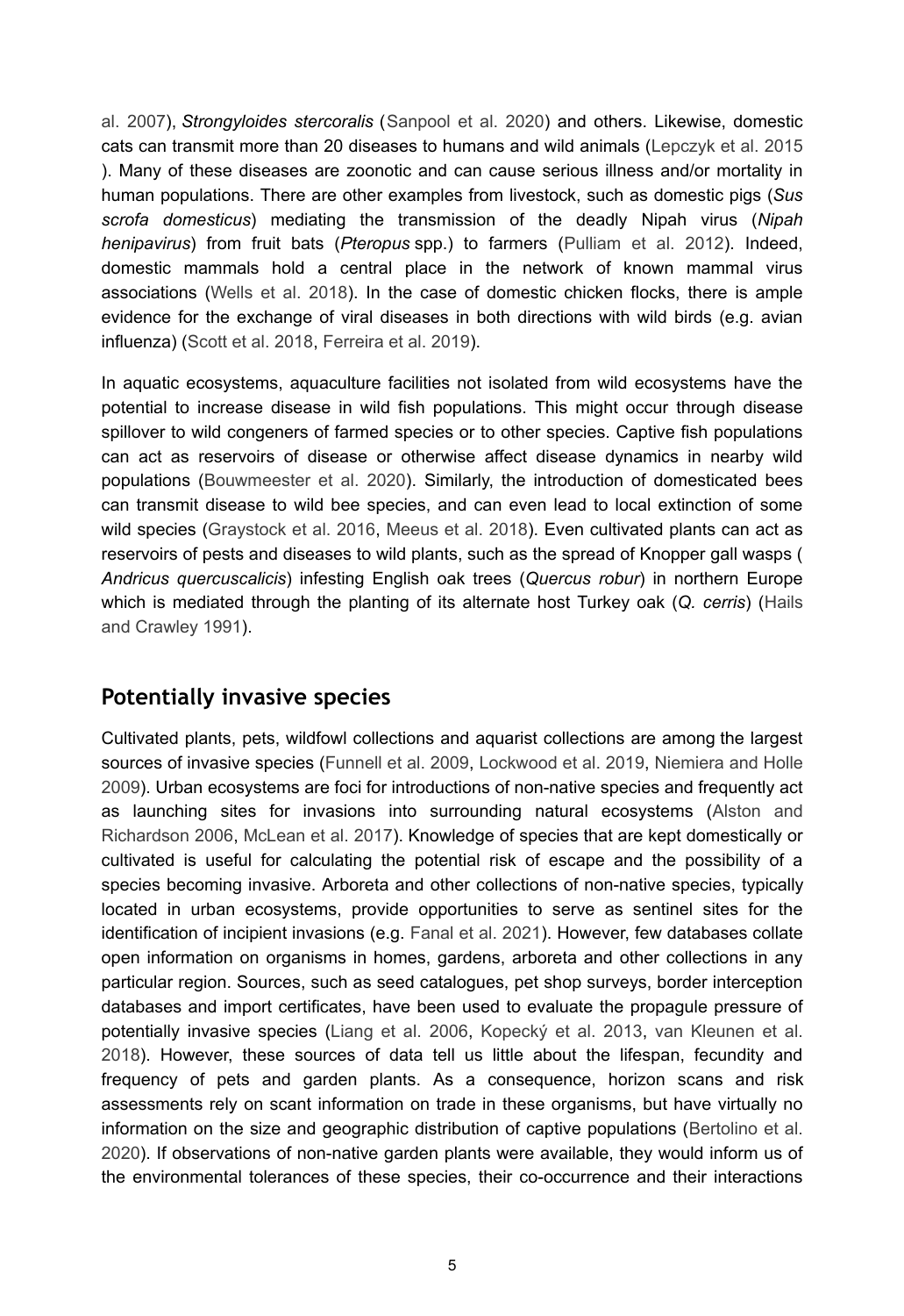al. 2007), *Strongyloides stercoralis* (Sanpool et al. 2020) and others. Likewise, domestic cats can transmit more than 20 diseases to humans and wild animals (Lepczyk et al. 2015 ). Many of these diseases are zoonotic and can cause serious illness and/or mortality in human populations. There are other examples from livestock, such as domestic pigs (*Sus scrofa domesticus*) mediating the transmission of the deadly Nipah virus (*Nipah henipavirus*) from fruit bats (*Pteropus* spp.) to farmers (Pulliam et al. 2012). Indeed, domestic mammals hold a central place in the network of known mammal virus associations (Wells et al. 2018). In the case of domestic chicken flocks, there is ample evidence for the exchange of viral diseases in both directions with wild birds (e.g. avian influenza) (Scott et al. 2018, Ferreira et al. 2019).

In aquatic ecosystems, aquaculture facilities not isolated from wild ecosystems have the potential to increase disease in wild fish populations. This might occur through disease spillover to wild congeners of farmed species or to other species. Captive fish populations can act as reservoirs of disease or otherwise affect disease dynamics in nearby wild populations (Bouwmeester et al. 2020). Similarly, the introduction of domesticated bees can transmit disease to wild bee species, and can even lead to local extinction of some wild species (Graystock et al. 2016, Meeus et al. 2018). Even cultivated plants can act as reservoirs of pests and diseases to wild plants, such as the spread of Knopper gall wasps ( *Andricus quercuscalicis*) infesting English oak trees (*Quercus robur*) in northern Europe which is mediated through the planting of its alternate host Turkey oak (*Q. cerris*) (Hails and Crawley 1991).

## Potentially invasive species

Cultivated plants, pets, wildfowl collections and aquarist collections are among the largest sources of invasive species (Funnell et al. 2009, Lockwood et al. 2019, Niemiera and Holle 2009). Urban ecosystems are foci for introductions of non-native species and frequently act as launching sites for invasions into surrounding natural ecosystems (Alston and Richardson 2006, McLean et al. 2017). Knowledge of species that are kept domestically or cultivated is useful for calculating the potential risk of escape and the possibility of a species becoming invasive. Arboreta and other collections of non-native species, typically located in urban ecosystems, provide opportunities to serve as sentinel sites for the identification of incipient invasions (e.g. Fanal et al. 2021). However, few databases collate open information on organisms in homes, gardens, arboreta and other collections in any particular region. Sources, such as seed catalogues, pet shop surveys, border interception databases and import certificates, have been used to evaluate the propagule pressure of potentially invasive species (Liang et al. 2006, Kopecký et al. 2013, van Kleunen et al. 2018). However, these sources of data tell us little about the lifespan, fecundity and frequency of pets and garden plants. As a consequence, horizon scans and risk assessments rely on scant information on trade in these organisms, but have virtually no information on the size and geographic distribution of captive populations (Bertolino et al. 2020). If observations of non-native garden plants were available, they would inform us of the environmental tolerances of these species, their co-occurrence and their interactions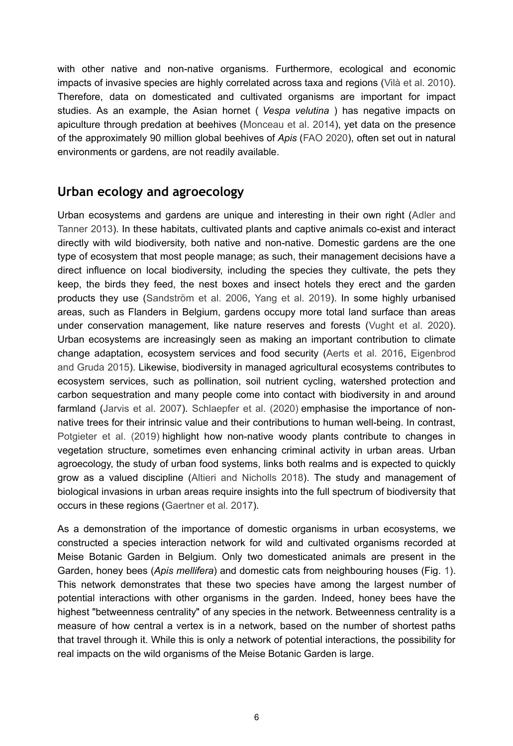with other native and non-native organisms. Furthermore, ecological and economic impacts of invasive species are highly correlated across taxa and regions (Vilà et al. 2010). Therefore, data on domesticated and cultivated organisms are important for impact studies. As an example, the Asian hornet ( *Vespa velutina* ) has negative impacts on apiculture through predation at beehives (Monceau et al. 2014), yet data on the presence of the approximately 90 million global beehives of *Apis* (FAO 2020), often set out in natural environments or gardens, are not readily available.

## Urban ecology and agroecology

Urban ecosystems and gardens are unique and interesting in their own right (Adler and Tanner 2013). In these habitats, cultivated plants and captive animals co-exist and interact directly with wild biodiversity, both native and non-native. Domestic gardens are the one type of ecosystem that most people manage; as such, their management decisions have a direct influence on local biodiversity, including the species they cultivate, the pets they keep, the birds they feed, the nest boxes and insect hotels they erect and the garden products they use (Sandström et al. 2006, Yang et al. 2019). In some highly urbanised areas, such as Flanders in Belgium, gardens occupy more total land surface than areas under conservation management, like nature reserves and forests (Vught et al. 2020). Urban ecosystems are increasingly seen as making an important contribution to climate change adaptation, ecosystem services and food security (Aerts et al. 2016, Eigenbrod and Gruda 2015). Likewise, biodiversity in managed agricultural ecosystems contributes to ecosystem services, such as pollination, soil nutrient cycling, watershed protection and carbon sequestration and many people come into contact with biodiversity in and around farmland (Jarvis et al. 2007). Schlaepfer et al. (2020) emphasise the importance of non-native trees for their intrinsic value and their contributions to human well-being. In contrast, Potgieter et al. (2019) highlight how non-native woody plants contribute to changes in vegetation structure, sometimes even enhancing criminal activity in urban areas. Urban agroecology, the study of urban food systems, links both realms and is expected to quickly grow as a valued discipline (Altieri and Nicholls 2018). The study and management of biological invasions in urban areas require insights into the full spectrum of biodiversity that occurs in these regions (Gaertner et al. 2017).

As a demonstration of the importance of domestic organisms in urban ecosystems, we constructed a species interaction network for wild and cultivated organisms recorded at Meise Botanic Garden in Belgium. Only two domesticated animals are present in the Garden, honey bees (*Apis mellifera*) and domestic cats from neighbouring houses (Fig. 1). This network demonstrates that these two species have among the largest number of potential interactions with other organisms in the garden. Indeed, honey bees have the highest "betweenness centrality" of any species in the network. Betweenness centrality is a measure of how central a vertex is in a network, based on the number of shortest paths that travel through it. While this is only a network of potential interactions, the possibility for real impacts on the wild organisms of the Meise Botanic Garden is large.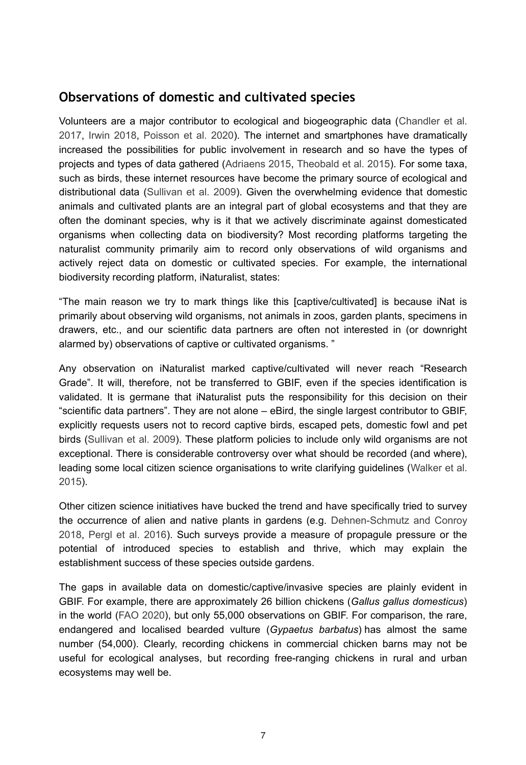## Observations of domestic and cultivated species

Volunteers are a major contributor to ecological and biogeographic data (Chandler et al. 2017, Irwin 2018, Poisson et al. 2020). The internet and smartphones have dramatically increased the possibilities for public involvement in research and so have the types of projects and types of data gathered (Adriaens 2015, Theobald et al. 2015). For some taxa, such as birds, these internet resources have become the primary source of ecological and distributional data (Sullivan et al. 2009). Given the overwhelming evidence that domestic animals and cultivated plants are an integral part of global ecosystems and that they are often the dominant species, why is it that we actively discriminate against domesticated organisms when collecting data on biodiversity? Most recording platforms targeting the naturalist community primarily aim to record only observations of wild organisms and actively reject data on domestic or cultivated species. For example, the international biodiversity recording platform, iNaturalist, states:

"The main reason we try to mark things like this [captive/cultivated] is because iNat is primarily about observing wild organisms, not animals in zoos, garden plants, specimens in drawers, etc., and our scientific data partners are often not interested in (or downright alarmed by) observations of captive or cultivated organisms. "

Any observation on iNaturalist marked captive/cultivated will never reach "Research Grade". It will, therefore, not be transferred to GBIF, even if the species identification is validated. It is germane that iNaturalist puts the responsibility for this decision on their "scientific data partners". They are not alone – eBird, the single largest contributor to GBIF, explicitly requests users not to record captive birds, escaped pets, domestic fowl and pet birds (Sullivan et al. 2009). These platform policies to include only wild organisms are not exceptional. There is considerable controversy over what should be recorded (and where), leading some local citizen science organisations to write clarifying guidelines (Walker et al. 2015).

Other citizen science initiatives have bucked the trend and have specifically tried to survey the occurrence of alien and native plants in gardens (e.g. Dehnen-Schmutz and Conroy 2018, Pergl et al. 2016). Such surveys provide a measure of propagule pressure or the potential of introduced species to establish and thrive, which may explain the establishment success of these species outside gardens.

The gaps in available data on domestic/captive/invasive species are plainly evident in GBIF. For example, there are approximately 26 billion chickens (*Gallus gallus domesticus*) in the world (FAO 2020), but only 55,000 observations on GBIF. For comparison, the rare, endangered and localised bearded vulture (*Gypaetus barbatus*) has almost the same number (54,000). Clearly, recording chickens in commercial chicken barns may not be useful for ecological analyses, but recording free-ranging chickens in rural and urban ecosystems may well be.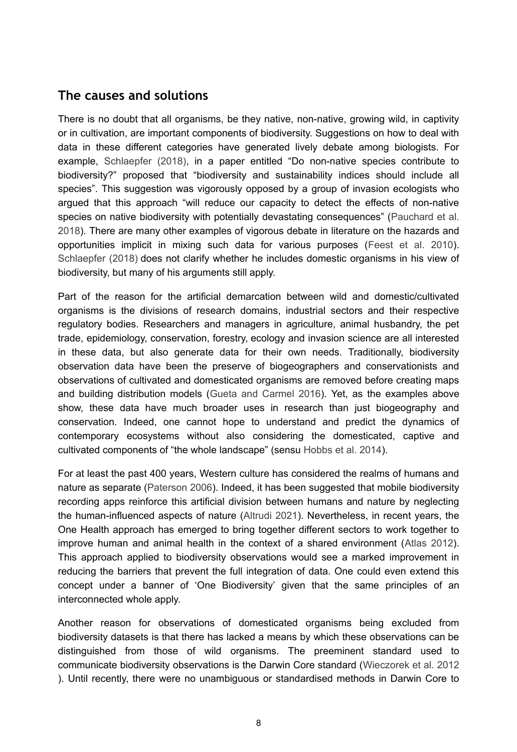## The causes and solutions

There is no doubt that all organisms, be they native, non-native, growing wild, in captivity or in cultivation, are important components of biodiversity. Suggestions on how to deal with data in these different categories have generated lively debate among biologists. For example, Schlaepfer (2018), in a paper entitled "Do non-native species contribute to biodiversity?" proposed that "biodiversity and sustainability indices should include all species". This suggestion was vigorously opposed by a group of invasion ecologists who argued that this approach "will reduce our capacity to detect the effects of non-native species on native biodiversity with potentially devastating consequences" (Pauchard et al. 2018). There are many other examples of vigorous debate in literature on the hazards and opportunities implicit in mixing such data for various purposes (Feest et al. 2010). Schlaepfer (2018) does not clarify whether he includes domestic organisms in his view of biodiversity, but many of his arguments still apply.

Part of the reason for the artificial demarcation between wild and domestic/cultivated organisms is the divisions of research domains, industrial sectors and their respective regulatory bodies. Researchers and managers in agriculture, animal husbandry, the pet trade, epidemiology, conservation, forestry, ecology and invasion science are all interested in these data, but also generate data for their own needs. Traditionally, biodiversity observation data have been the preserve of biogeographers and conservationists and observations of cultivated and domesticated organisms are removed before creating maps and building distribution models (Gueta and Carmel 2016). Yet, as the examples above show, these data have much broader uses in research than just biogeography and conservation. Indeed, one cannot hope to understand and predict the dynamics of contemporary ecosystems without also considering the domesticated, captive and cultivated components of "the whole landscape" (sensu Hobbs et al. 2014).

For at least the past 400 years, Western culture has considered the realms of humans and nature as separate (Paterson 2006). Indeed, it has been suggested that mobile biodiversity recording apps reinforce this artificial division between humans and nature by neglecting the human-influenced aspects of nature (Altrudi 2021). Nevertheless, in recent years, the One Health approach has emerged to bring together different sectors to work together to improve human and animal health in the context of a shared environment (Atlas 2012). This approach applied to biodiversity observations would see a marked improvement in reducing the barriers that prevent the full integration of data. One could even extend this concept under a banner of 'One Biodiversity' given that the same principles of an interconnected whole apply.

Another reason for observations of domesticated organisms being excluded from biodiversity datasets is that there has lacked a means by which these observations can be distinguished from those of wild organisms. The preeminent standard used to communicate biodiversity observations is the Darwin Core standard (Wieczorek et al. 2012 ). Until recently, there were no unambiguous or standardised methods in Darwin Core to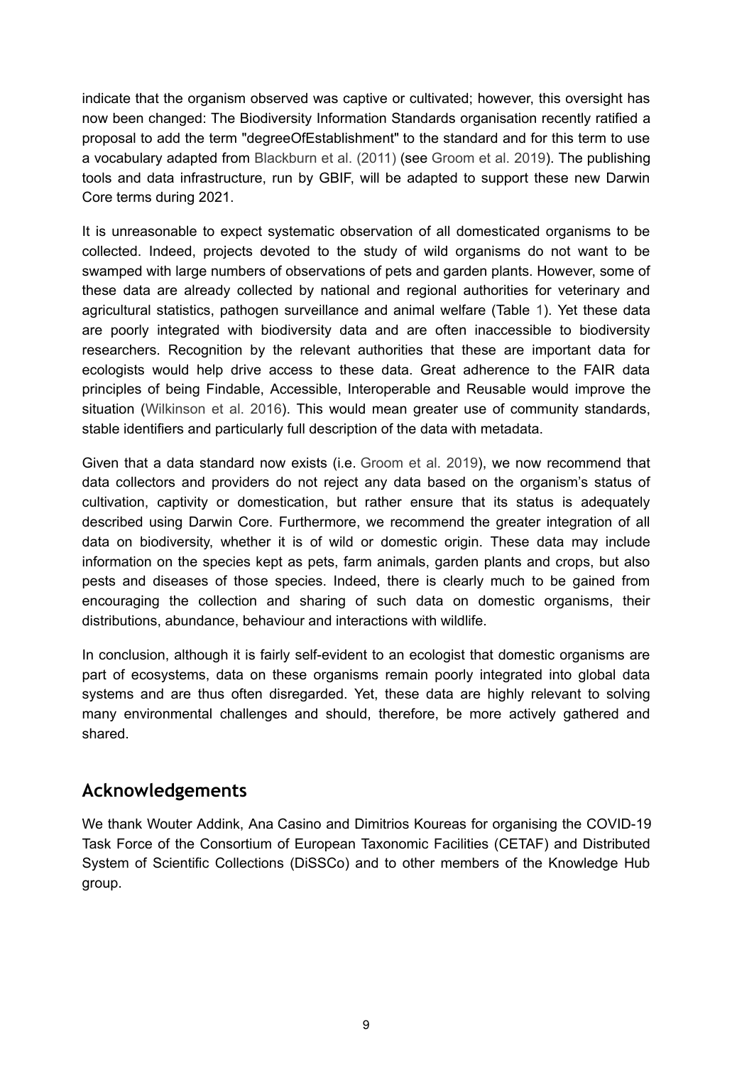indicate that the organism observed was captive or cultivated; however, this oversight has now been changed: The Biodiversity Information Standards organisation recently ratified a proposal to add the term "degreeOfEstablishment" to the standard and for this term to use a vocabulary adapted from Blackburn et al. (2011) (see Groom et al. 2019). The publishing tools and data infrastructure, run by GBIF, will be adapted to support these new Darwin Core terms during 2021.

It is unreasonable to expect systematic observation of all domesticated organisms to be collected. Indeed, projects devoted to the study of wild organisms do not want to be swamped with large numbers of observations of pets and garden plants. However, some of these data are already collected by national and regional authorities for veterinary and agricultural statistics, pathogen surveillance and animal welfare (Table 1). Yet these data are poorly integrated with biodiversity data and are often inaccessible to biodiversity researchers. Recognition by the relevant authorities that these are important data for ecologists would help drive access to these data. Great adherence to the FAIR data principles of being Findable, Accessible, Interoperable and Reusable would improve the situation (Wilkinson et al. 2016). This would mean greater use of community standards, stable identifiers and particularly full description of the data with metadata.

Given that a data standard now exists (i.e. Groom et al. 2019), we now recommend that data collectors and providers do not reject any data based on the organism's status of cultivation, captivity or domestication, but rather ensure that its status is adequately described using Darwin Core. Furthermore, we recommend the greater integration of all data on biodiversity, whether it is of wild or domestic origin. These data may include information on the species kept as pets, farm animals, garden plants and crops, but also pests and diseases of those species. Indeed, there is clearly much to be gained from encouraging the collection and sharing of such data on domestic organisms, their distributions, abundance, behaviour and interactions with wildlife.

In conclusion, although it is fairly self-evident to an ecologist that domestic organisms are part of ecosystems, data on these organisms remain poorly integrated into global data systems and are thus often disregarded. Yet, these data are highly relevant to solving many environmental challenges and should, therefore, be more actively gathered and shared.

## Acknowledgements

We thank Wouter Addink, Ana Casino and Dimitrios Koureas for organising the COVID-19 Task Force of the Consortium of European Taxonomic Facilities (CETAF) and Distributed System of Scientific Collections (DiSSCo) and to other members of the Knowledge Hub group.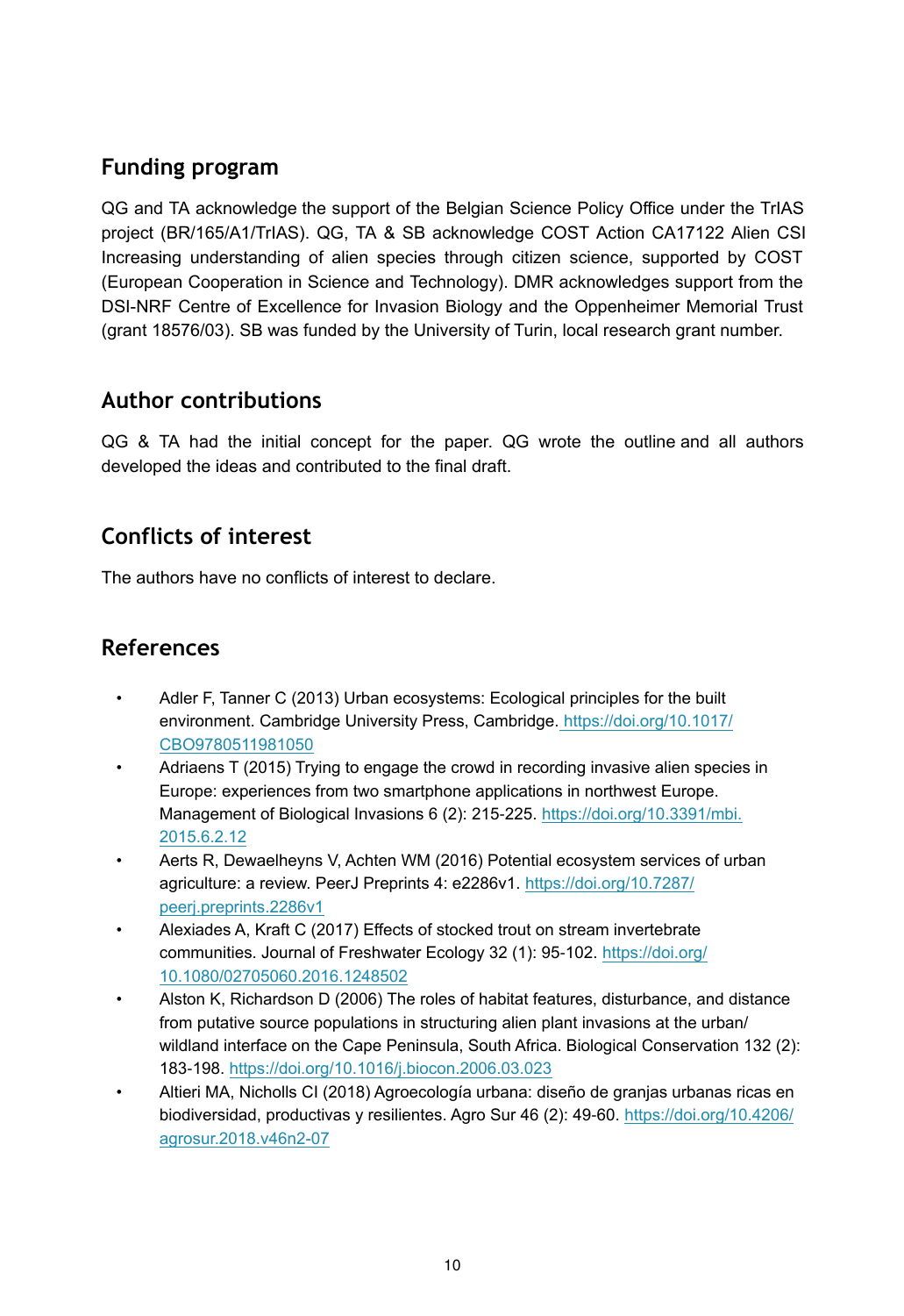## Funding program

QG and TA acknowledge the support of the Belgian Science Policy Office under the TrIAS project (BR/165/A1/TrIAS). QG, TA & SB acknowledge COST Action CA17122 Alien CSI Increasing understanding of alien species through citizen science, supported by COST (European Cooperation in Science and Technology). DMR acknowledges support from the DSI-NRF Centre of Excellence for Invasion Biology and the Oppenheimer Memorial Trust (grant 18576/03). SB was funded by the University of Turin, local research grant number.

## Author contributions

QG & TA had the initial concept for the paper. QG wrote the outline and all authors developed the ideas and contributed to the final draft.

## Conflicts of interest

The authors have no conflicts of interest to declare.

## References

- Adler F, Tanner C (2013) Urban ecosystems: Ecological principles for the built environment. Cambridge University Press, Cambridge. https://doi.org/10.1017/CBO9780511981050
- Adriaens T (2015) Trying to engage the crowd in recording invasive alien species in Europe: experiences from two smartphone applications in northwest Europe. Management of Biological Invasions 6 (2): 215-225. https://doi.org/10.3391/mbi.2015.6.2.12
- Aerts R, Dewaelheyns V, Achten WM (2016) Potential ecosystem services of urban agriculture: a review. PeerJ Preprints 4: e2286v1. https://doi.org/10.7287/peerj.preprints.2286v1
- Alexiades A, Kraft C (2017) Effects of stocked trout on stream invertebrate communities. Journal of Freshwater Ecology 32 (1): 95-102. https://doi.org/10.1080/02705060.2016.1248502
- Alston K, Richardson D (2006) The roles of habitat features, disturbance, and distance from putative source populations in structuring alien plant invasions at the urban/wildland interface on the Cape Peninsula, South Africa. Biological Conservation 132 (2): 183-198. https://doi.org/10.1016/j.biocon.2006.03.023
- Altieri MA, Nicholls CI (2018) Agroecología urbana: diseño de granjas urbanas ricas en biodiversidad, productivas y resilientes. Agro Sur 46 (2): 49-60. https://doi.org/10.4206/agrosur.2018.v46n2-07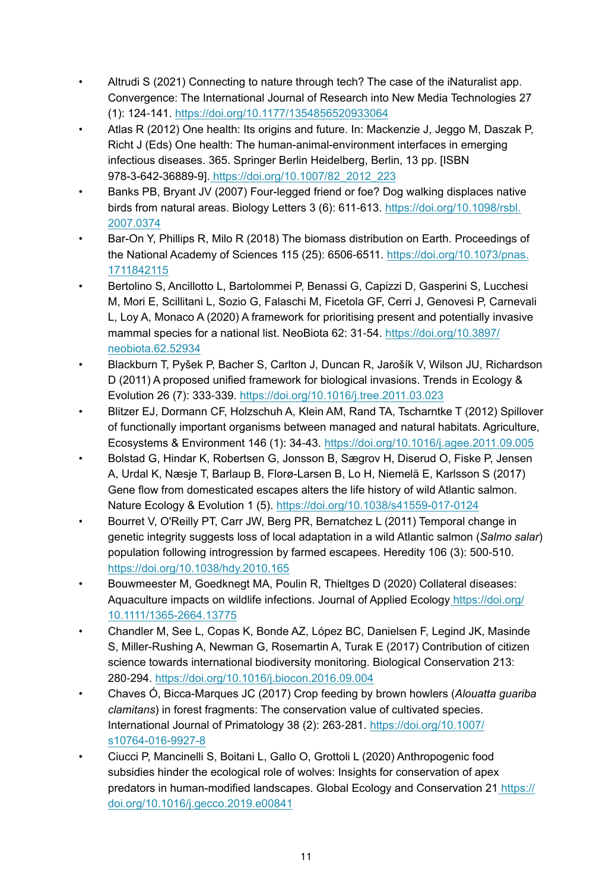- Altrudi S (2021) Connecting to nature through tech? The case of the iNaturalist app. Convergence: The International Journal of Research into New Media Technologies 27 (1): 124-141. https://doi.org/10.1177/1354856520933064
- Atlas R (2012) One health: Its origins and future. In: Mackenzie J, Jeggo M, Daszak P, Richt J (Eds) One health: The human-animal-environment interfaces in emerging infectious diseases. 365. Springer Berlin Heidelberg, Berlin, 13 pp. [ISBN 978-3-642-36889-9]. https://doi.org/10.1007/82_2012_223
- Banks PB, Bryant JV (2007) Four-legged friend or foe? Dog walking displaces native birds from natural areas. Biology Letters 3 (6): 611-613. https://doi.org/10.1098/rsbl.2007.0374
- Bar-On Y, Phillips R, Milo R (2018) The biomass distribution on Earth. Proceedings of the National Academy of Sciences 115 (25): 6506-6511. https://doi.org/10.1073/pnas.1711842115
- Bertolino S, Ancillotto L, Bartolommei P, Benassi G, Capizzi D, Gasperini S, Lucchesi M, Mori E, Scillitani L, Sozio G, Falaschi M, Ficetola GF, Cerri J, Genovesi P, Carnevali L, Loy A, Monaco A (2020) A framework for prioritising present and potentially invasive mammal species for a national list. NeoBiota 62: 31-54. https://doi.org/10.3897/neobiota.62.52934
- Blackburn T, Pyšek P, Bacher S, Carlton J, Duncan R, Jarošík V, Wilson JU, Richardson D (2011) A proposed unified framework for biological invasions. Trends in Ecology & Evolution 26 (7): 333-339. https://doi.org/10.1016/j.tree.2011.03.023
- Blitzer EJ, Dormann CF, Holzschuh A, Klein AM, Rand TA, Tscharntke T (2012) Spillover of functionally important organisms between managed and natural habitats. Agriculture, Ecosystems & Environment 146 (1): 34-43. https://doi.org/10.1016/j.agee.2011.09.005
- Bolstad G, Hindar K, Robertsen G, Jonsson B, Sægrov H, Diserud O, Fiske P, Jensen A, Urdal K, Næsje T, Barlaup B, Florø-Larsen B, Lo H, Niemelä E, Karlsson S (2017) Gene flow from domesticated escapes alters the life history of wild Atlantic salmon. Nature Ecology & Evolution 1 (5). https://doi.org/10.1038/s41559-017-0124
- Bourret V, O'Reilly PT, Carr JW, Berg PR, Bernatchez L (2011) Temporal change in genetic integrity suggests loss of local adaptation in a wild Atlantic salmon (*Salmo salar*) population following introgression by farmed escapees. Heredity 106 (3): 500-510. https://doi.org/10.1038/hdy.2010.165
- Bouwmeester M, Goedknegt MA, Poulin R, Thieltges D (2020) Collateral diseases: Aquaculture impacts on wildlife infections. Journal of Applied Ecology https://doi.org/10.1111/1365-2664.13775
- Chandler M, See L, Copas K, Bonde AZ, López BC, Danielsen F, Legind JK, Masinde S, Miller-Rushing A, Newman G, Rosemartin A, Turak E (2017) Contribution of citizen science towards international biodiversity monitoring. Biological Conservation 213: 280-294. https://doi.org/10.1016/j.biocon.2016.09.004
- Chaves Ó, Bicca-Marques JC (2017) Crop feeding by brown howlers (*Alouatta guariba clamitans*) in forest fragments: The conservation value of cultivated species. International Journal of Primatology 38 (2): 263-281. https://doi.org/10.1007/s10764-016-9927-8
- Ciucci P, Mancinelli S, Boitani L, Gallo O, Grottoli L (2020) Anthropogenic food subsidies hinder the ecological role of wolves: Insights for conservation of apex predators in human-modified landscapes. Global Ecology and Conservation 21 https://doi.org/10.1016/j.gecco.2019.e00841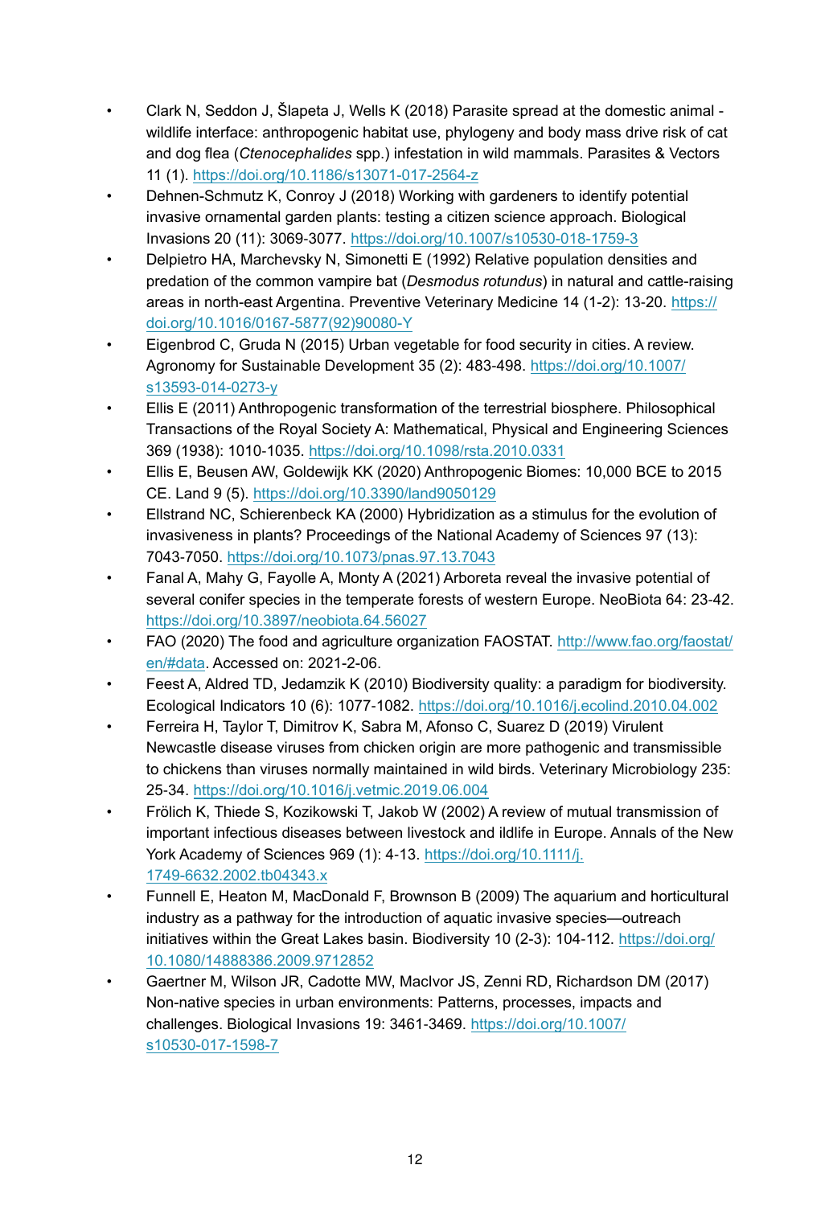- Clark N, Seddon J, Šlapeta J, Wells K (2018) Parasite spread at the domestic animal - wildlife interface: anthropogenic habitat use, phylogeny and body mass drive risk of cat and dog flea (*Ctenocephalides* spp.) infestation in wild mammals. Parasites & Vectors 11 (1). https://doi.org/10.1186/s13071-017-2564-z
- Dehnen-Schmutz K, Conroy J (2018) Working with gardeners to identify potential invasive ornamental garden plants: testing a citizen science approach. Biological Invasions 20 (11): 3069-3077. https://doi.org/10.1007/s10530-018-1759-3
- Delpietro HA, Marchevsky N, Simonetti E (1992) Relative population densities and predation of the common vampire bat (*Desmodus rotundus*) in natural and cattle-raising areas in north-east Argentina. Preventive Veterinary Medicine 14 (1-2): 13-20. https://doi.org/10.1016/0167-5877(92)90080-Y
- Eigenbrod C, Gruda N (2015) Urban vegetable for food security in cities. A review. Agronomy for Sustainable Development 35 (2): 483-498. https://doi.org/10.1007/s13593-014-0273-y
- Ellis E (2011) Anthropogenic transformation of the terrestrial biosphere. Philosophical Transactions of the Royal Society A: Mathematical, Physical and Engineering Sciences 369 (1938): 1010-1035. https://doi.org/10.1098/rsta.2010.0331
- Ellis E, Beusen AW, Goldewijk KK (2020) Anthropogenic Biomes: 10,000 BCE to 2015 CE. Land 9 (5). https://doi.org/10.3390/land9050129
- Ellstrand NC, Schierenbeck KA (2000) Hybridization as a stimulus for the evolution of invasiveness in plants? Proceedings of the National Academy of Sciences 97 (13): 7043-7050. https://doi.org/10.1073/pnas.97.13.7043
- Fanal A, Mahy G, Fayolle A, Monty A (2021) Arboreta reveal the invasive potential of several conifer species in the temperate forests of western Europe. NeoBiota 64: 23-42. https://doi.org/10.3897/neobiota.64.56027
- FAO (2020) The food and agriculture organization FAOSTAT. http://www.fao.org/faostat/en/#data. Accessed on: 2021-2-06.
- Feest A, Aldred TD, Jedamzik K (2010) Biodiversity quality: a paradigm for biodiversity. Ecological Indicators 10 (6): 1077-1082. https://doi.org/10.1016/j.ecolind.2010.04.002
- Ferreira H, Taylor T, Dimitrov K, Sabra M, Afonso C, Suarez D (2019) Virulent Newcastle disease viruses from chicken origin are more pathogenic and transmissible to chickens than viruses normally maintained in wild birds. Veterinary Microbiology 235: 25-34. https://doi.org/10.1016/j.vetmic.2019.06.004
- Frölich K, Thiede S, Kozikowski T, Jakob W (2002) A review of mutual transmission of important infectious diseases between livestock and ildlife in Europe. Annals of the New York Academy of Sciences 969 (1): 4-13. https://doi.org/10.1111/j.1749-6632.2002.tb04343.x
- Funnell E, Heaton M, MacDonald F, Brownson B (2009) The aquarium and horticultural industry as a pathway for the introduction of aquatic invasive species—outreach initiatives within the Great Lakes basin. Biodiversity 10 (2-3): 104-112. https://doi.org/10.1080/14888386.2009.9712852
- Gaertner M, Wilson JR, Cadotte MW, MacIvor JS, Zenni RD, Richardson DM (2017) Non-native species in urban environments: Patterns, processes, impacts and challenges. Biological Invasions 19: 3461-3469. https://doi.org/10.1007/s10530-017-1598-7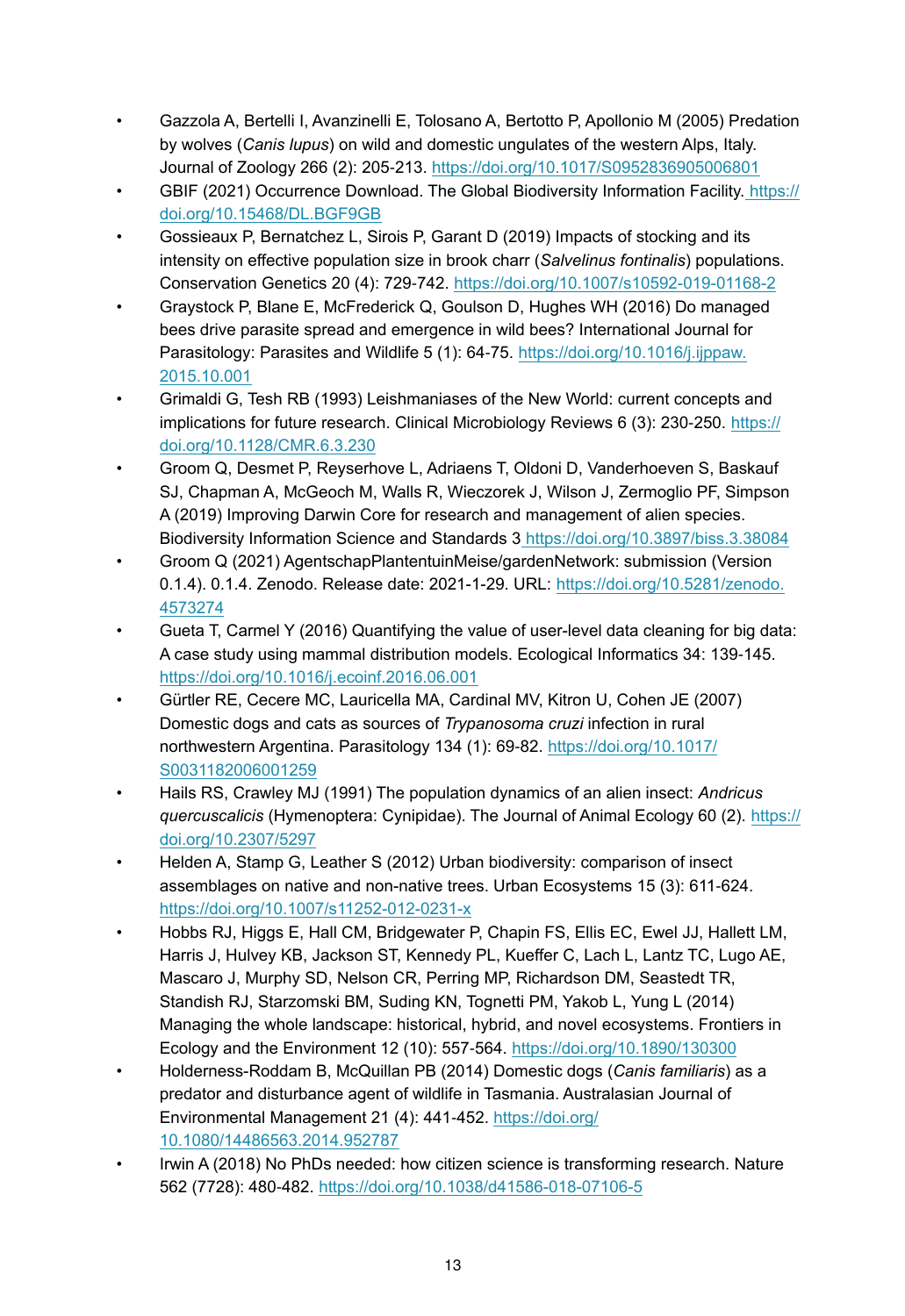- Gazzola A, Bertelli I, Avanzinelli E, Tolosano A, Bertotto P, Apollonio M (2005) Predation by wolves (*Canis lupus*) on wild and domestic ungulates of the western Alps, Italy. Journal of Zoology 266 (2): 205-213. https://doi.org/10.1017/S0952836905006801
- GBIF (2021) Occurrence Download. The Global Biodiversity Information Facility. https://doi.org/10.15468/DL.BGF9GB
- Gossieaux P, Bernatchez L, Sirois P, Garant D (2019) Impacts of stocking and its intensity on effective population size in brook charr (*Salvelinus fontinalis*) populations. Conservation Genetics 20 (4): 729-742. https://doi.org/10.1007/s10592-019-01168-2
- Graystock P, Blane E, McFrederick Q, Goulson D, Hughes WH (2016) Do managed bees drive parasite spread and emergence in wild bees? International Journal for Parasitology: Parasites and Wildlife 5 (1): 64-75. https://doi.org/10.1016/j.ijppaw.2015.10.001
- Grimaldi G, Tesh RB (1993) Leishmaniases of the New World: current concepts and implications for future research. Clinical Microbiology Reviews 6 (3): 230-250. https://doi.org/10.1128/CMR.6.3.230
- Groom Q, Desmet P, Reyserhove L, Adriaens T, Oldoni D, Vanderhoeven S, Baskauf SJ, Chapman A, McGeoch M, Walls R, Wieczorek J, Wilson J, Zermoglio PF, Simpson A (2019) Improving Darwin Core for research and management of alien species. Biodiversity Information Science and Standards 3 https://doi.org/10.3897/biss.3.38084
- Groom Q (2021) AgentschapPlantentuinMeise/gardenNetwork: submission (Version 0.1.4). 0.1.4. Zenodo. Release date: 2021-1-29. URL: https://doi.org/10.5281/zenodo.4573274
- Gueta T, Carmel Y (2016) Quantifying the value of user-level data cleaning for big data: A case study using mammal distribution models. Ecological Informatics 34: 139-145. https://doi.org/10.1016/j.ecoinf.2016.06.001
- Gürtler RE, Cecere MC, Lauricella MA, Cardinal MV, Kitron U, Cohen JE (2007) Domestic dogs and cats as sources of *Trypanosoma cruzi* infection in rural northwestern Argentina. Parasitology 134 (1): 69-82. https://doi.org/10.1017/S0031182006001259
- Hails RS, Crawley MJ (1991) The population dynamics of an alien insect: *Andricus quercuscalicis* (Hymenoptera: Cynipidae). The Journal of Animal Ecology 60 (2). https://doi.org/10.2307/5297
- Helden A, Stamp G, Leather S (2012) Urban biodiversity: comparison of insect assemblages on native and non-native trees. Urban Ecosystems 15 (3): 611-624. https://doi.org/10.1007/s11252-012-0231-x
- Hobbs RJ, Higgs E, Hall CM, Bridgewater P, Chapin FS, Ellis EC, Ewel JJ, Hallett LM, Harris J, Hulvey KB, Jackson ST, Kennedy PL, Kueffer C, Lach L, Lantz TC, Lugo AE, Mascaro J, Murphy SD, Nelson CR, Perring MP, Richardson DM, Seastedt TR, Standish RJ, Starzomski BM, Suding KN, Tognetti PM, Yakob L, Yung L (2014) Managing the whole landscape: historical, hybrid, and novel ecosystems. Frontiers in Ecology and the Environment 12 (10): 557-564. https://doi.org/10.1890/130300
- Holderness-Roddam B, McQuillan PB (2014) Domestic dogs (*Canis familiaris*) as a predator and disturbance agent of wildlife in Tasmania. Australasian Journal of Environmental Management 21 (4): 441-452. https://doi.org/10.1080/14486563.2014.952787
- Irwin A (2018) No PhDs needed: how citizen science is transforming research. Nature 562 (7728): 480-482. https://doi.org/10.1038/d41586-018-07106-5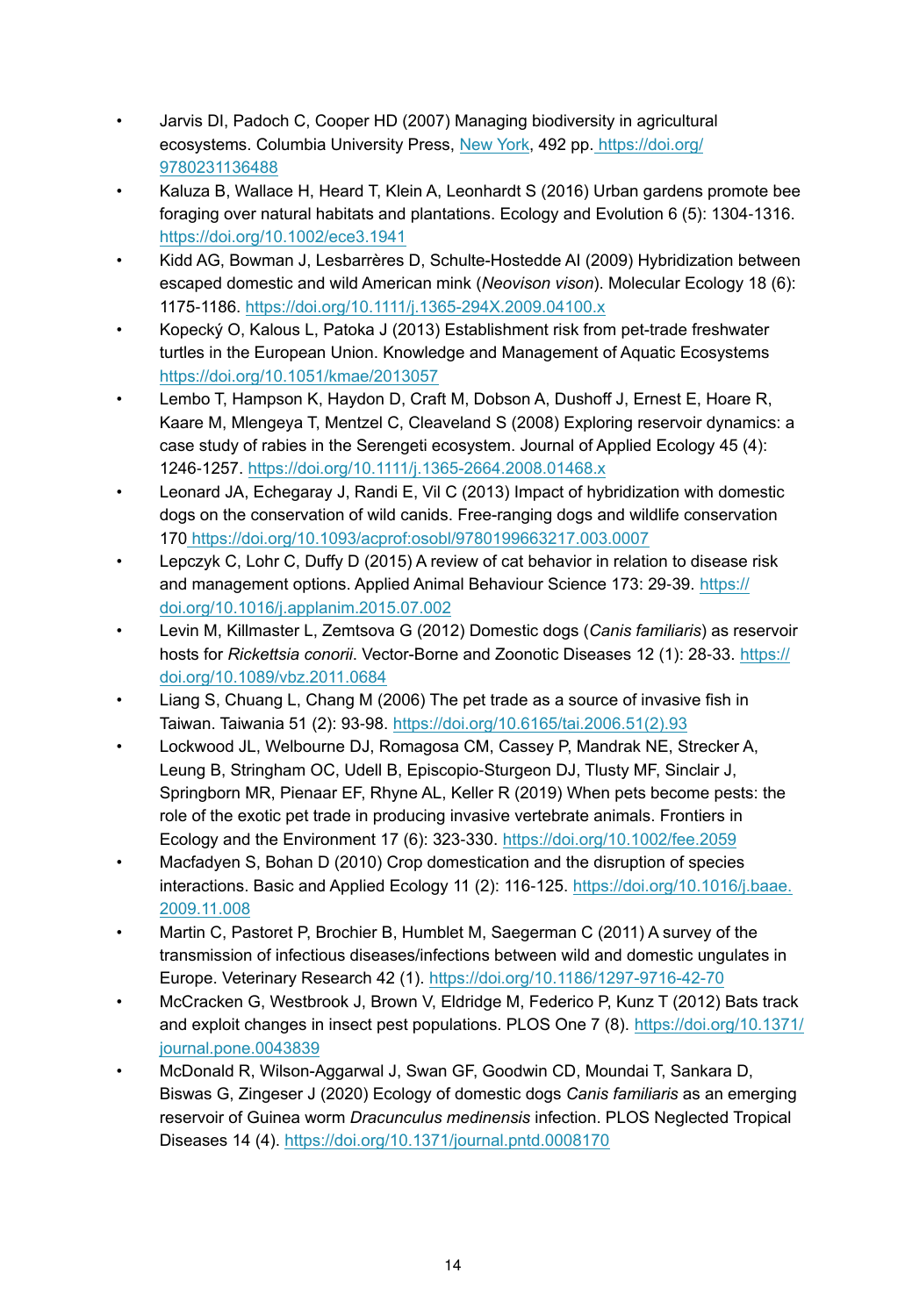- Jarvis DI, Padoch C, Cooper HD (2007) Managing biodiversity in agricultural ecosystems. Columbia University Press, New York, 492 pp. https://doi.org/9780231136488
- Kaluza B, Wallace H, Heard T, Klein A, Leonhardt S (2016) Urban gardens promote bee foraging over natural habitats and plantations. Ecology and Evolution 6 (5): 1304-1316. https://doi.org/10.1002/ece3.1941
- Kidd AG, Bowman J, Lesbarrères D, Schulte-Hostedde AI (2009) Hybridization between escaped domestic and wild American mink (*Neovison vison*). Molecular Ecology 18 (6): 1175-1186. https://doi.org/10.1111/j.1365-294X.2009.04100.x
- Kopecký O, Kalous L, Patoka J (2013) Establishment risk from pet-trade freshwater turtles in the European Union. Knowledge and Management of Aquatic Ecosystems https://doi.org/10.1051/kmae/2013057
- Lembo T, Hampson K, Haydon D, Craft M, Dobson A, Dushoff J, Ernest E, Hoare R, Kaare M, Mlengeya T, Mentzel C, Cleaveland S (2008) Exploring reservoir dynamics: a case study of rabies in the Serengeti ecosystem. Journal of Applied Ecology 45 (4): 1246-1257. https://doi.org/10.1111/j.1365-2664.2008.01468.x
- Leonard JA, Echegaray J, Randi E, Vil C (2013) Impact of hybridization with domestic dogs on the conservation of wild canids. Free-ranging dogs and wildlife conservation 170 https://doi.org/10.1093/acprof:osobl/9780199663217.003.0007
- Lepczyk C, Lohr C, Duffy D (2015) A review of cat behavior in relation to disease risk and management options. Applied Animal Behaviour Science 173: 29-39. https://doi.org/10.1016/j.applanim.2015.07.002
- Levin M, Killmaster L, Zemtsova G (2012) Domestic dogs (*Canis familiaris*) as reservoir hosts for *Rickettsia conorii*. Vector-Borne and Zoonotic Diseases 12 (1): 28-33. https://doi.org/10.1089/vbz.2011.0684
- Liang S, Chuang L, Chang M (2006) The pet trade as a source of invasive fish in Taiwan. Taiwania 51 (2): 93-98. https://doi.org/10.6165/tai.2006.51(2).93
- Lockwood JL, Welbourne DJ, Romagosa CM, Cassey P, Mandrak NE, Strecker A, Leung B, Stringham OC, Udell B, Episcopio-Sturgeon DJ, Tlusty MF, Sinclair J, Springborn MR, Pienaar EF, Rhyne AL, Keller R (2019) When pets become pests: the role of the exotic pet trade in producing invasive vertebrate animals. Frontiers in Ecology and the Environment 17 (6): 323-330. https://doi.org/10.1002/fee.2059
- Macfadyen S, Bohan D (2010) Crop domestication and the disruption of species interactions. Basic and Applied Ecology 11 (2): 116-125. https://doi.org/10.1016/j.baae.2009.11.008
- Martin C, Pastoret P, Brochier B, Humblet M, Saegerman C (2011) A survey of the transmission of infectious diseases/infections between wild and domestic ungulates in Europe. Veterinary Research 42 (1). https://doi.org/10.1186/1297-9716-42-70
- McCracken G, Westbrook J, Brown V, Eldridge M, Federico P, Kunz T (2012) Bats track and exploit changes in insect pest populations. PLOS One 7 (8). https://doi.org/10.1371/journal.pone.0043839
- McDonald R, Wilson-Aggarwal J, Swan GF, Goodwin CD, Moundai T, Sankara D, Biswas G, Zingeser J (2020) Ecology of domestic dogs *Canis familiaris* as an emerging reservoir of Guinea worm *Dracunculus medinensis* infection. PLOS Neglected Tropical Diseases 14 (4). https://doi.org/10.1371/journal.pntd.0008170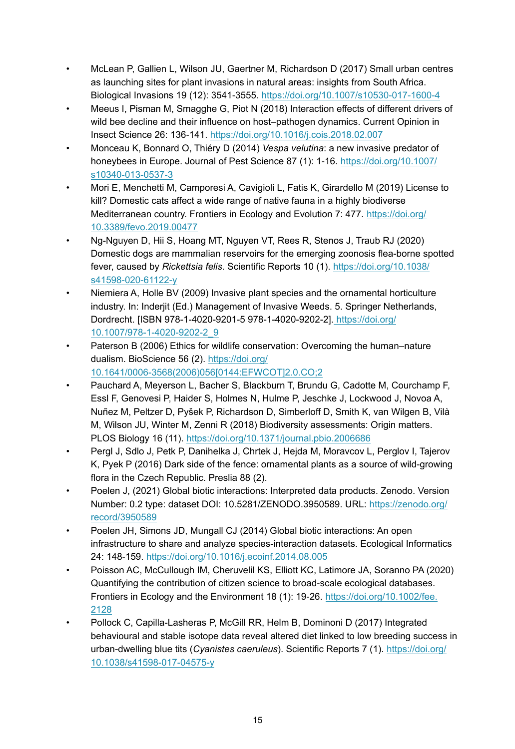- McLean P, Gallien L, Wilson JU, Gaertner M, Richardson D (2017) Small urban centres as launching sites for plant invasions in natural areas: insights from South Africa. Biological Invasions 19 (12): 3541-3555. https://doi.org/10.1007/s10530-017-1600-4
- Meeus I, Pisman M, Smagghe G, Piot N (2018) Interaction effects of different drivers of wild bee decline and their influence on host–pathogen dynamics. Current Opinion in Insect Science 26: 136-141. https://doi.org/10.1016/j.cois.2018.02.007
- Monceau K, Bonnard O, Thiéry D (2014) *Vespa velutina*: a new invasive predator of honeybees in Europe. Journal of Pest Science 87 (1): 1-16. https://doi.org/10.1007/s10340-013-0537-3
- Mori E, Menchetti M, Camporesi A, Cavigioli L, Fatis K, Girardello M (2019) License to kill? Domestic cats affect a wide range of native fauna in a highly biodiverse Mediterranean country. Frontiers in Ecology and Evolution 7: 477. https://doi.org/10.3389/fevo.2019.00477
- Ng-Nguyen D, Hii S, Hoang MT, Nguyen VT, Rees R, Stenos J, Traub RJ (2020) Domestic dogs are mammalian reservoirs for the emerging zoonosis flea-borne spotted fever, caused by *Rickettsia felis*. Scientific Reports 10 (1). https://doi.org/10.1038/s41598-020-61122-y
- Niemiera A, Holle BV (2009) Invasive plant species and the ornamental horticulture industry. In: Inderjit (Ed.) Management of Invasive Weeds. 5. Springer Netherlands, Dordrecht. [ISBN 978-1-4020-9201-5 978-1-4020-9202-2]. https://doi.org/10.1007/978-1-4020-9202-2_9
- Paterson B (2006) Ethics for wildlife conservation: Overcoming the human–nature dualism. BioScience 56 (2). https://doi.org/10.1641/0006-3568(2006)056[0144:EFWCOT]2.0.CO;2
- Pauchard A, Meyerson L, Bacher S, Blackburn T, Brundu G, Cadotte M, Courchamp F, Essl F, Genovesi P, Haider S, Holmes N, Hulme P, Jeschke J, Lockwood J, Novoa A, Nuñez M, Peltzer D, Pyšek P, Richardson D, Simberloff D, Smith K, van Wilgen B, Vilà M, Wilson JU, Winter M, Zenni R (2018) Biodiversity assessments: Origin matters. PLOS Biology 16 (11). https://doi.org/10.1371/journal.pbio.2006686
- Pergl J, Sdlo J, Petk P, Danihelka J, Chrtek J, Hejda M, Moravcov L, Perglov I, Tajerov K, Pyek P (2016) Dark side of the fence: ornamental plants as a source of wild-growing flora in the Czech Republic. Preslia 88 (2).
- Poelen J, (2021) Global biotic interactions: Interpreted data products. Zenodo. Version Number: 0.2 type: dataset DOI: 10.5281/ZENODO.3950589. URL: https://zenodo.org/record/3950589
- Poelen JH, Simons JD, Mungall CJ (2014) Global biotic interactions: An open infrastructure to share and analyze species-interaction datasets. Ecological Informatics 24: 148-159. https://doi.org/10.1016/j.ecoinf.2014.08.005
- Poisson AC, McCullough IM, Cheruvelil KS, Elliott KC, Latimore JA, Soranno PA (2020) Quantifying the contribution of citizen science to broad-scale ecological databases. Frontiers in Ecology and the Environment 18 (1): 19-26. https://doi.org/10.1002/fee.2128
- Pollock C, Capilla-Lasheras P, McGill RR, Helm B, Dominoni D (2017) Integrated behavioural and stable isotope data reveal altered diet linked to low breeding success in urban-dwelling blue tits (*Cyanistes caeruleus*). Scientific Reports 7 (1). https://doi.org/10.1038/s41598-017-04575-y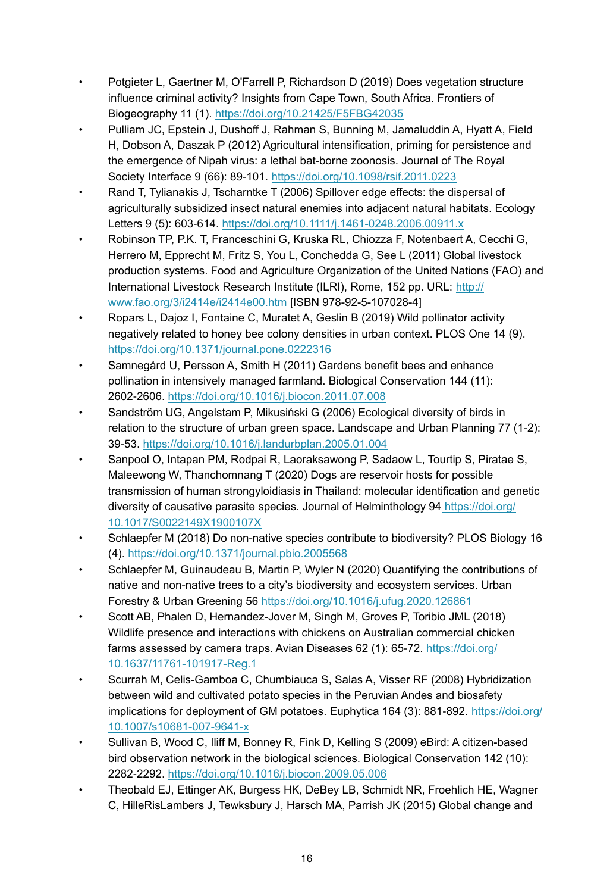- Potgieter L, Gaertner M, O'Farrell P, Richardson D (2019) Does vegetation structure influence criminal activity? Insights from Cape Town, South Africa. Frontiers of Biogeography 11 (1). https://doi.org/10.21425/F5FBG42035
- Pulliam JC, Epstein J, Dushoff J, Rahman S, Bunning M, Jamaluddin A, Hyatt A, Field H, Dobson A, Daszak P (2012) Agricultural intensification, priming for persistence and the emergence of Nipah virus: a lethal bat-borne zoonosis. Journal of The Royal Society Interface 9 (66): 89-101. https://doi.org/10.1098/rsif.2011.0223
- Rand T, Tylianakis J, Tscharntke T (2006) Spillover edge effects: the dispersal of agriculturally subsidized insect natural enemies into adjacent natural habitats. Ecology Letters 9 (5): 603-614. https://doi.org/10.1111/j.1461-0248.2006.00911.x
- Robinson TP, P.K. T, Franceschini G, Kruska RL, Chiozza F, Notenbaert A, Cecchi G, Herrero M, Epprecht M, Fritz S, You L, Conchedda G, See L (2011) Global livestock production systems. Food and Agriculture Organization of the United Nations (FAO) and International Livestock Research Institute (ILRI), Rome, 152 pp. URL: http://www.fao.org/3/i2414e/i2414e00.htm [ISBN 978-92-5-107028-4]
- Ropars L, Dajoz I, Fontaine C, Muratet A, Geslin B (2019) Wild pollinator activity negatively related to honey bee colony densities in urban context. PLOS One 14 (9). https://doi.org/10.1371/journal.pone.0222316
- Samnegård U, Persson A, Smith H (2011) Gardens benefit bees and enhance pollination in intensively managed farmland. Biological Conservation 144 (11): 2602-2606. https://doi.org/10.1016/j.biocon.2011.07.008
- Sandström UG, Angelstam P, Mikusiński G (2006) Ecological diversity of birds in relation to the structure of urban green space. Landscape and Urban Planning 77 (1-2): 39-53. https://doi.org/10.1016/j.landurbplan.2005.01.004
- Sanpool O, Intapan PM, Rodpai R, Laoraksawong P, Sadaow L, Tourtip S, Piratae S, Maleewong W, Thanchomnang T (2020) Dogs are reservoir hosts for possible transmission of human strongyloidiasis in Thailand: molecular identification and genetic diversity of causative parasite species. Journal of Helminthology 94 https://doi.org/10.1017/S0022149X1900107X
- Schlaepfer M (2018) Do non-native species contribute to biodiversity? PLOS Biology 16 (4). https://doi.org/10.1371/journal.pbio.2005568
- Schlaepfer M, Guinaudeau B, Martin P, Wyler N (2020) Quantifying the contributions of native and non-native trees to a city's biodiversity and ecosystem services. Urban Forestry & Urban Greening 56 https://doi.org/10.1016/j.ufug.2020.126861
- Scott AB, Phalen D, Hernandez-Jover M, Singh M, Groves P, Toribio JML (2018) Wildlife presence and interactions with chickens on Australian commercial chicken farms assessed by camera traps. Avian Diseases 62 (1): 65-72. https://doi.org/10.1637/11761-101917-Reg.1
- Scurrah M, Celis-Gamboa C, Chumbiauca S, Salas A, Visser RF (2008) Hybridization between wild and cultivated potato species in the Peruvian Andes and biosafety implications for deployment of GM potatoes. Euphytica 164 (3): 881-892. https://doi.org/10.1007/s10681-007-9641-x
- Sullivan B, Wood C, Iliff M, Bonney R, Fink D, Kelling S (2009) eBird: A citizen-based bird observation network in the biological sciences. Biological Conservation 142 (10): 2282-2292. https://doi.org/10.1016/j.biocon.2009.05.006
- Theobald EJ, Ettinger AK, Burgess HK, DeBey LB, Schmidt NR, Froehlich HE, Wagner C, HilleRisLambers J, Tewksbury J, Harsch MA, Parrish JK (2015) Global change and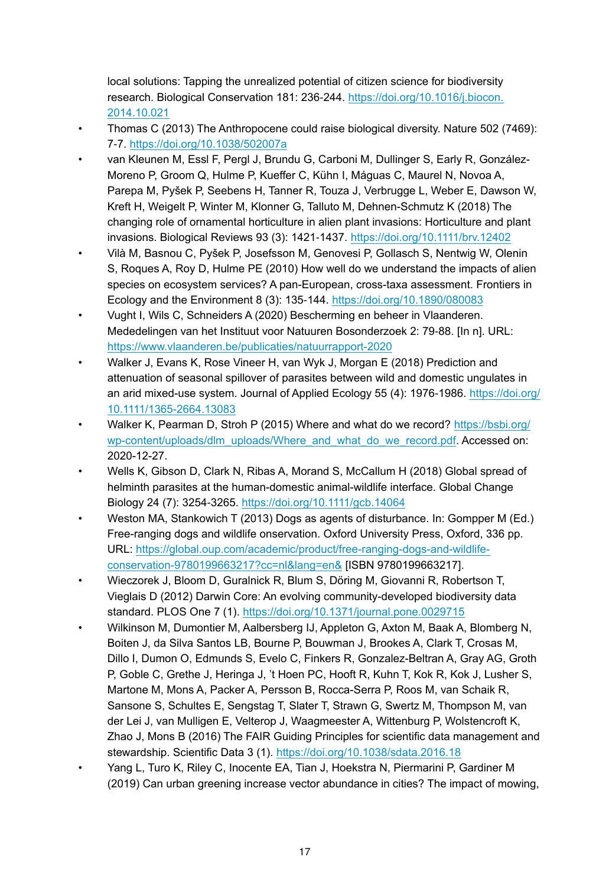local solutions: Tapping the unrealized potential of citizen science for biodiversity research. Biological Conservation 181: 236-244. https://doi.org/10.1016/j.biocon.2014.10.021

- Thomas C (2013) The Anthropocene could raise biological diversity. Nature 502 (7469): 7-7. https://doi.org/10.1038/502007a
- van Kleunen M, Essl F, Pergl J, Brundu G, Carboni M, Dullinger S, Early R, González-Moreno P, Groom Q, Hulme P, Kueffer C, Kühn I, Máguas C, Maurel N, Novoa A, Parepa M, Pyšek P, Seebens H, Tanner R, Touza J, Verbrugge L, Weber E, Dawson W, Kreft H, Weigelt P, Winter M, Klonner G, Talluto M, Dehnen-Schmutz K (2018) The changing role of ornamental horticulture in alien plant invasions: Horticulture and plant invasions. Biological Reviews 93 (3): 1421-1437. https://doi.org/10.1111/brv.12402
- Vilà M, Basnou C, Pyšek P, Josefsson M, Genovesi P, Gollasch S, Nentwig W, Olenin S, Roques A, Roy D, Hulme PE (2010) How well do we understand the impacts of alien species on ecosystem services? A pan-European, cross-taxa assessment. Frontiers in Ecology and the Environment 8 (3): 135-144. https://doi.org/10.1890/080083
- Vught I, Wils C, Schneiders A (2020) Bescherming en beheer in Vlaanderen. Mededelingen van het Instituut voor Natuuren Bosonderzoek 2: 79-88. [In n]. URL: https://www.vlaanderen.be/publicaties/natuurrapport-2020
- Walker J, Evans K, Rose Vineer H, van Wyk J, Morgan E (2018) Prediction and attenuation of seasonal spillover of parasites between wild and domestic ungulates in an arid mixed-use system. Journal of Applied Ecology 55 (4): 1976-1986. https://doi.org/10.1111/1365-2664.13083
- Walker K, Pearman D, Stroh P (2015) Where and what do we record? https://bsbi.org/wp-content/uploads/dlm_uploads/Where_and_what_do_we_record.pdf. Accessed on: 2020-12-27.
- Wells K, Gibson D, Clark N, Ribas A, Morand S, McCallum H (2018) Global spread of helminth parasites at the human-domestic animal-wildlife interface. Global Change Biology 24 (7): 3254-3265. https://doi.org/10.1111/gcb.14064
- Weston MA, Stankowich T (2013) Dogs as agents of disturbance. In: Gompper M (Ed.) Free-ranging dogs and wildlife conservation. Oxford University Press, Oxford, 336 pp. URL: https://global.oup.com/academic/product/free-ranging-dogs-and-wildlife-conservation-9780199663217?cc=nl&lang=en& [ISBN 9780199663217].
- Wieczorek J, Bloom D, Guralnick R, Blum S, Döring M, Giovanni R, Robertson T, Vieglais D (2012) Darwin Core: An evolving community-developed biodiversity data standard. PLOS One 7 (1). https://doi.org/10.1371/journal.pone.0029715
- Wilkinson M, Dumontier M, Aalbersberg IJ, Appleton G, Axton M, Baak A, Blomberg N, Boiten J, da Silva Santos LB, Bourne P, Bouwman J, Brookes A, Clark T, Crosas M, Dillo I, Dumon O, Edmunds S, Evelo C, Finkers R, Gonzalez-Beltran A, Gray AG, Groth P, Goble C, Grethe J, Heringa J, 't Hoen PC, Hooft R, Kuhn T, Kok R, Kok J, Lusher S, Martone M, Mons A, Packer A, Persson B, Rocca-Serra P, Roos M, van Schaik R, Sansone S, Schultes E, Sengstag T, Slater T, Strawn G, Swertz M, Thompson M, van der Lei J, van Mulligen E, Velterop J, Waagmeester A, Wittenburg P, Wolstencroft K, Zhao J, Mons B (2016) The FAIR Guiding Principles for scientific data management and stewardship. Scientific Data 3 (1). https://doi.org/10.1038/sdata.2016.18
- Yang L, Turo K, Riley C, Inocente EA, Tian J, Hoekstra N, Piermarini P, Gardiner M (2019) Can urban greening increase vector abundance in cities? The impact of mowing,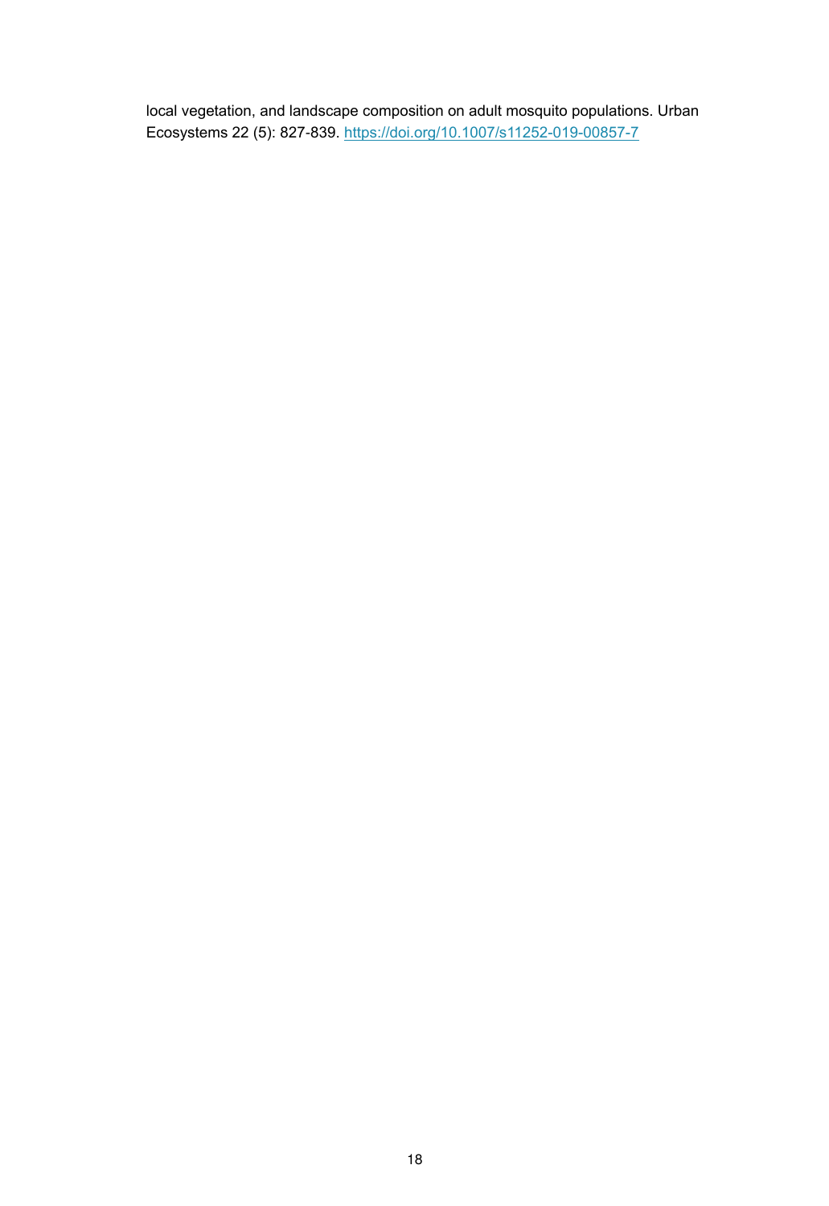local vegetation, and landscape composition on adult mosquito populations. Urban Ecosystems 22 (5): 827-839. https://doi.org/10.1007/s11252-019-00857-7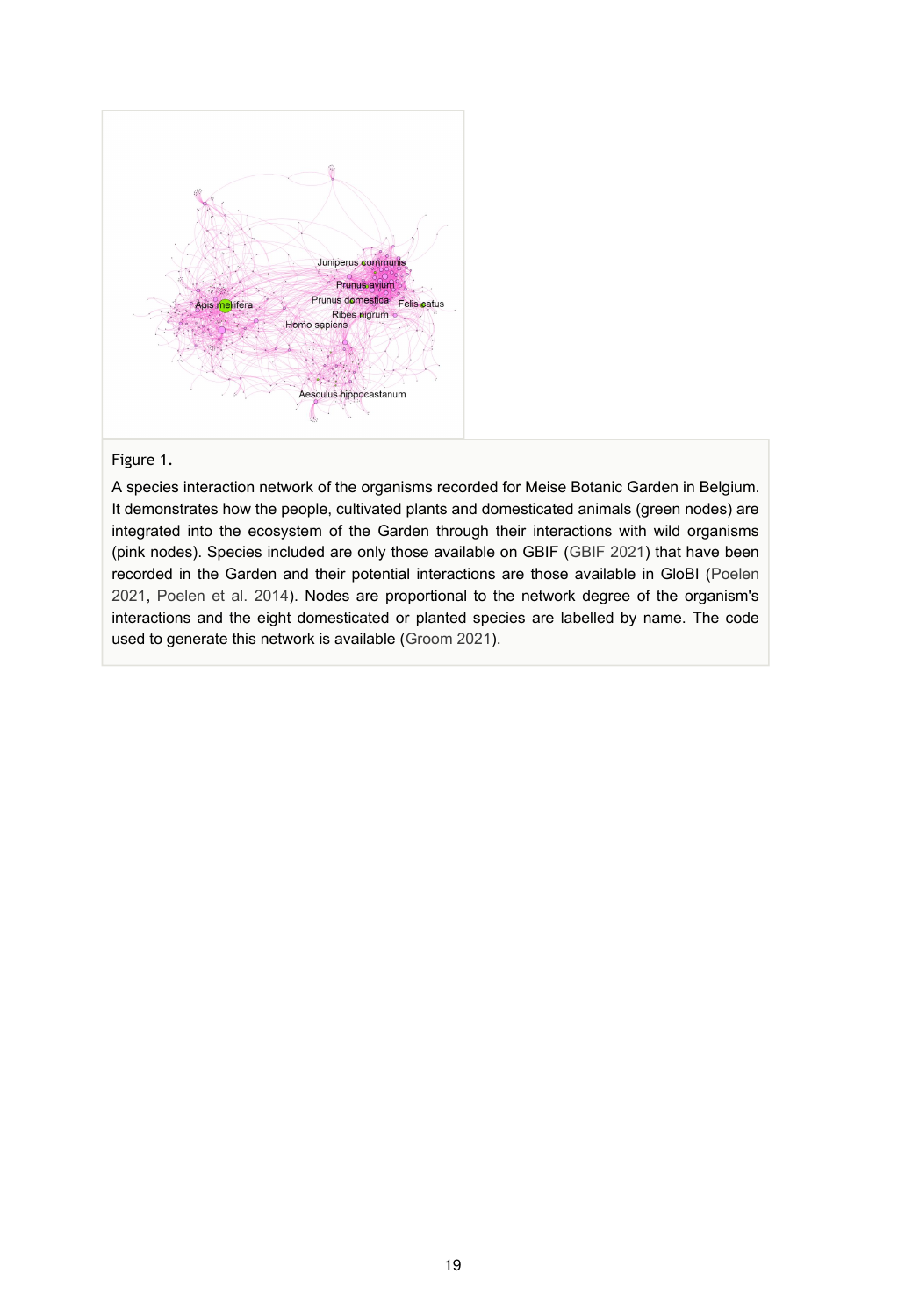Figure 1.

A species interaction network of the organisms recorded for Meise Botanic Garden in Belgium. It demonstrates how the people, cultivated plants and domesticated animals (green nodes) are integrated into the ecosystem of the Garden through their interactions with wild organisms (pink nodes). Species included are only those available on GBIF (GBIF 2021) that have been recorded in the Garden and their potential interactions are those available in GloBI (Poelen 2021, Poelen et al. 2014). Nodes are proportional to the network degree of the organism's interactions and the eight domesticated or planted species are labelled by name. The code used to generate this network is available (Groom 2021).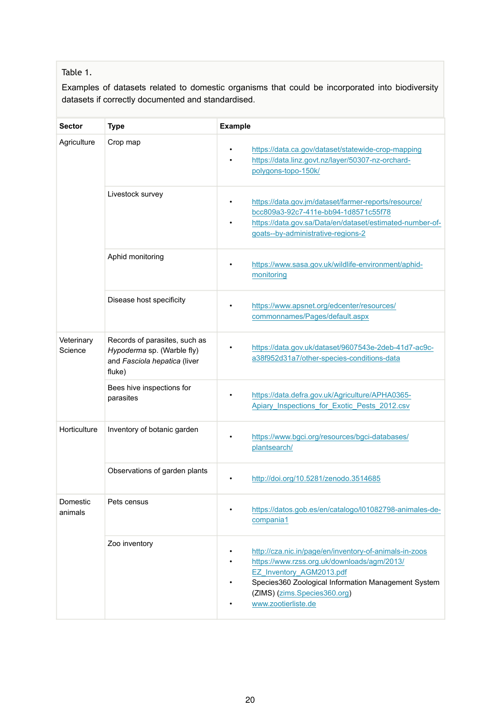Table 1.

Examples of datasets related to domestic organisms that could be incorporated into biodiversity datasets if correctly documented and standardised.

| Sector | Type | Example |
|---|---|---|
| Agriculture | Crop map | • https://data.ca.gov/dataset/statewide-crop-mapping<br>• https://data.linz.govt.nz/layer/50307-nz-orchard-polygons-topo-150k/ |
| | Livestock survey | • https://data.gov.jm/dataset/farmer-reports/resource/bcc809a3-92c7-411e-bb94-1d8571c55f78<br>• https://data.gov.sa/Data/en/dataset/estimated-number-of-goats--by-administrative-regions-2 |
| | Aphid monitoring | • https://www.sasa.gov.uk/wildlife-environment/aphid-monitoring |
| | Disease host specificity | • https://www.apsnet.org/edcenter/resources/commonnames/Pages/default.aspx |
| Veterinary Science | Records of parasites, such as *Hypoderma* sp. (Warble fly) and *Fasciola hepatica* (liver fluke) | • https://data.gov.uk/dataset/9607543e-2deb-41d7-ac9c-a38f952d31a7/other-species-conditions-data |
| | Bees hive inspections for parasites | • https://data.defra.gov.uk/Agriculture/APHA0365-Apiary_Inspections_for_Exotic_Pests_2012.csv |
| Horticulture | Inventory of botanic garden | • https://www.bgci.org/resources/bgci-databases/plantsearch/ |
| | Observations of garden plants | • http://doi.org/10.5281/zenodo.3514685 |
| Domestic animals | Pets census | • https://datos.gob.es/en/catalogo/l01082798-animales-de-compania1 |
| | Zoo inventory | • http://cza.nic.in/page/en/inventory-of-animals-in-zoos<br>• https://www.rzss.org.uk/downloads/agm/2013/EZ_Inventory_AGM2013.pdf<br>• Species360 Zoological Information Management System (ZIMS) (zims.Species360.org)<br>• www.zootierliste.de |